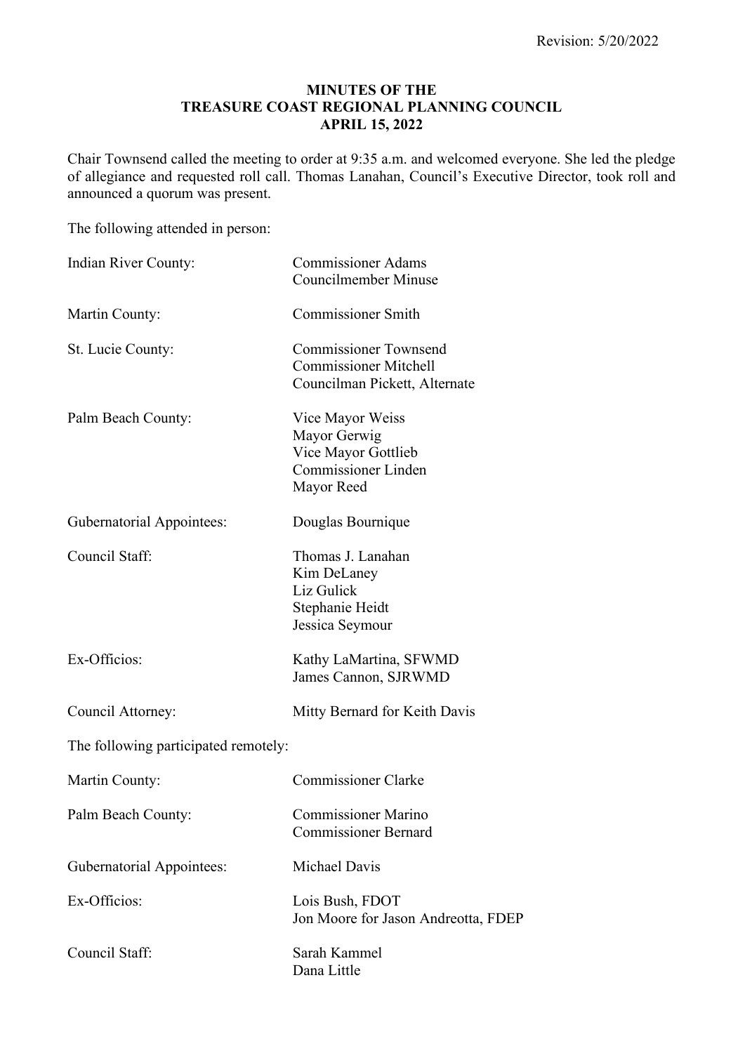Revision: 5/20/2022

# MINUTES OF THE TREASURE COAST REGIONAL PLANNING COUNCIL APRIL 15, 2022

Chair Townsend called the meeting to order at 9:35 a.m. and welcomed everyone. She led the pledge of allegiance and requested roll call. Thomas Lanahan, Council's Executive Director, took roll and announced a quorum was present.

The following attended in person:

| | |
|---|---|
| Indian River County: | Commissioner Adams<br>Councilmember Minuse |
| Martin County: | Commissioner Smith |
| St. Lucie County: | Commissioner Townsend<br>Commissioner Mitchell<br>Councilman Pickett, Alternate |
| Palm Beach County: | Vice Mayor Weiss<br>Mayor Gerwig<br>Vice Mayor Gottlieb<br>Commissioner Linden<br>Mayor Reed |
| Gubernatorial Appointees: | Douglas Bournique |
| Council Staff: | Thomas J. Lanahan<br>Kim DeLaney<br>Liz Gulick<br>Stephanie Heidt<br>Jessica Seymour |
| Ex-Officios: | Kathy LaMartina, SFWMD<br>James Cannon, SJRWMD |
| Council Attorney: | Mitty Bernard for Keith Davis |

The following participated remotely:

| | |
|---|---|
| Martin County: | Commissioner Clarke |
| Palm Beach County: | Commissioner Marino<br>Commissioner Bernard |
| Gubernatorial Appointees: | Michael Davis |
| Ex-Officios: | Lois Bush, FDOT<br>Jon Moore for Jason Andreotta, FDEP |
| Council Staff: | Sarah Kammel<br>Dana Little |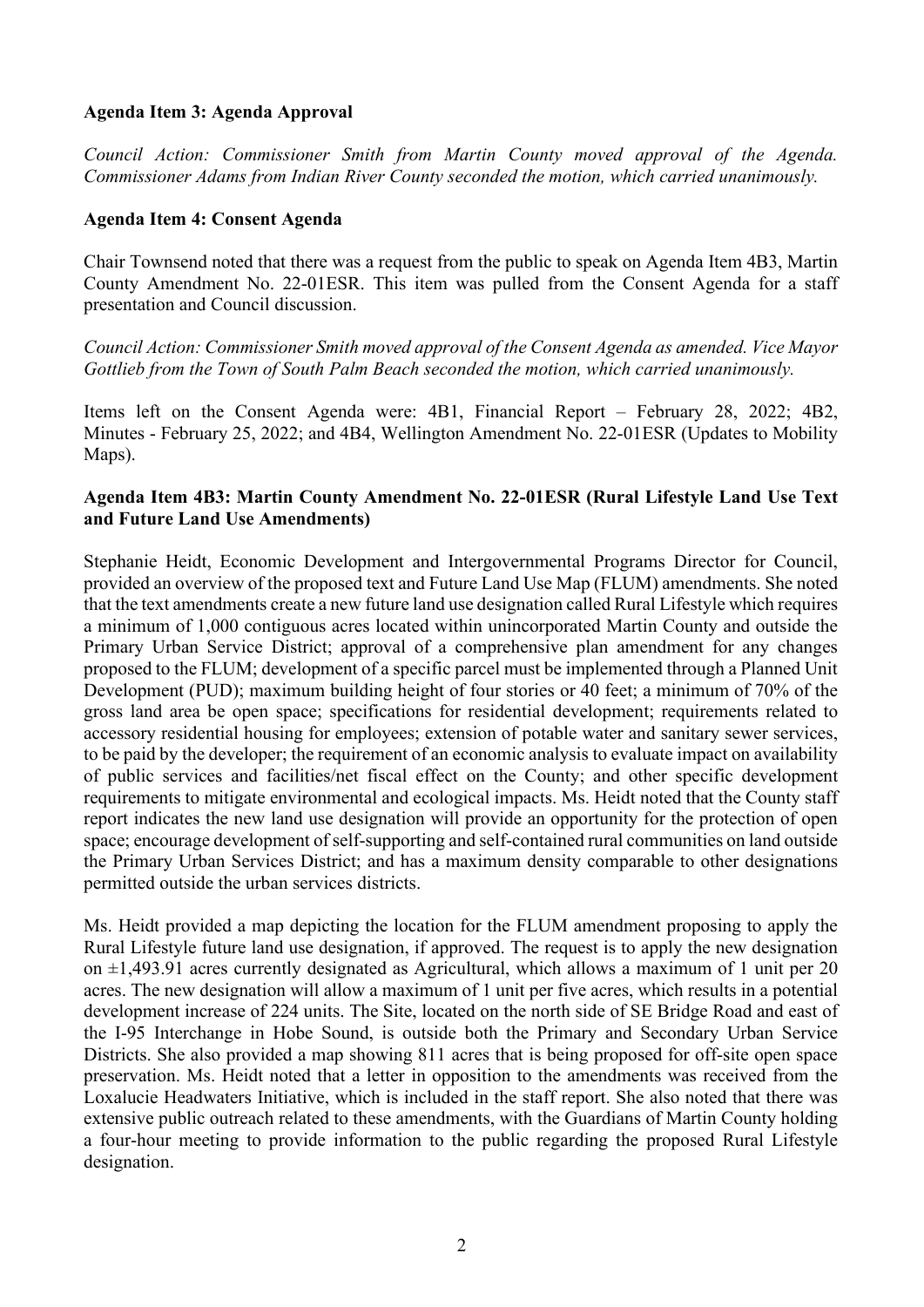**Agenda Item 3: Agenda Approval**

*Council Action: Commissioner Smith from Martin County moved approval of the Agenda. Commissioner Adams from Indian River County seconded the motion, which carried unanimously.*

**Agenda Item 4: Consent Agenda**

Chair Townsend noted that there was a request from the public to speak on Agenda Item 4B3, Martin County Amendment No. 22-01ESR. This item was pulled from the Consent Agenda for a staff presentation and Council discussion.

*Council Action: Commissioner Smith moved approval of the Consent Agenda as amended. Vice Mayor Gottlieb from the Town of South Palm Beach seconded the motion, which carried unanimously.*

Items left on the Consent Agenda were: 4B1, Financial Report – February 28, 2022; 4B2, Minutes - February 25, 2022; and 4B4, Wellington Amendment No. 22-01ESR (Updates to Mobility Maps).

**Agenda Item 4B3: Martin County Amendment No. 22-01ESR (Rural Lifestyle Land Use Text and Future Land Use Amendments)**

Stephanie Heidt, Economic Development and Intergovernmental Programs Director for Council, provided an overview of the proposed text and Future Land Use Map (FLUM) amendments. She noted that the text amendments create a new future land use designation called Rural Lifestyle which requires a minimum of 1,000 contiguous acres located within unincorporated Martin County and outside the Primary Urban Service District; approval of a comprehensive plan amendment for any changes proposed to the FLUM; development of a specific parcel must be implemented through a Planned Unit Development (PUD); maximum building height of four stories or 40 feet; a minimum of 70% of the gross land area be open space; specifications for residential development; requirements related to accessory residential housing for employees; extension of potable water and sanitary sewer services, to be paid by the developer; the requirement of an economic analysis to evaluate impact on availability of public services and facilities/net fiscal effect on the County; and other specific development requirements to mitigate environmental and ecological impacts. Ms. Heidt noted that the County staff report indicates the new land use designation will provide an opportunity for the protection of open space; encourage development of self-supporting and self-contained rural communities on land outside the Primary Urban Services District; and has a maximum density comparable to other designations permitted outside the urban services districts.

Ms. Heidt provided a map depicting the location for the FLUM amendment proposing to apply the Rural Lifestyle future land use designation, if approved. The request is to apply the new designation on ±1,493.91 acres currently designated as Agricultural, which allows a maximum of 1 unit per 20 acres. The new designation will allow a maximum of 1 unit per five acres, which results in a potential development increase of 224 units. The Site, located on the north side of SE Bridge Road and east of the I-95 Interchange in Hobe Sound, is outside both the Primary and Secondary Urban Service Districts. She also provided a map showing 811 acres that is being proposed for off-site open space preservation. Ms. Heidt noted that a letter in opposition to the amendments was received from the Loxalucie Headwaters Initiative, which is included in the staff report. She also noted that there was extensive public outreach related to these amendments, with the Guardians of Martin County holding a four-hour meeting to provide information to the public regarding the proposed Rural Lifestyle designation.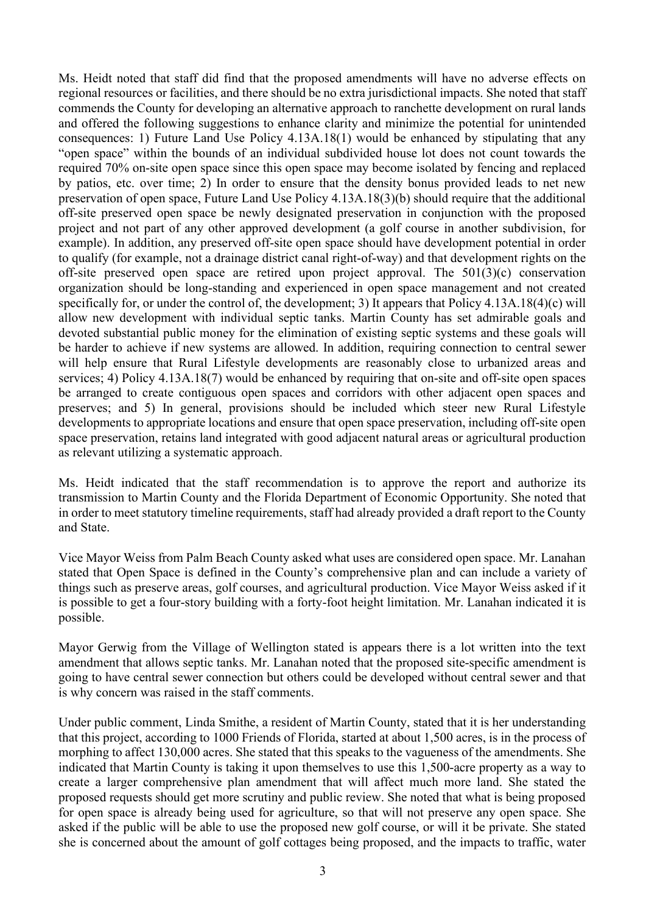Ms. Heidt noted that staff did find that the proposed amendments will have no adverse effects on regional resources or facilities, and there should be no extra jurisdictional impacts. She noted that staff commends the County for developing an alternative approach to ranchette development on rural lands and offered the following suggestions to enhance clarity and minimize the potential for unintended consequences: 1) Future Land Use Policy 4.13A.18(1) would be enhanced by stipulating that any "open space" within the bounds of an individual subdivided house lot does not count towards the required 70% on-site open space since this open space may become isolated by fencing and replaced by patios, etc. over time; 2) In order to ensure that the density bonus provided leads to net new preservation of open space, Future Land Use Policy 4.13A.18(3)(b) should require that the additional off-site preserved open space be newly designated preservation in conjunction with the proposed project and not part of any other approved development (a golf course in another subdivision, for example). In addition, any preserved off-site open space should have development potential in order to qualify (for example, not a drainage district canal right-of-way) and that development rights on the off-site preserved open space are retired upon project approval. The 501(3)(c) conservation organization should be long-standing and experienced in open space management and not created specifically for, or under the control of, the development; 3) It appears that Policy 4.13A.18(4)(c) will allow new development with individual septic tanks. Martin County has set admirable goals and devoted substantial public money for the elimination of existing septic systems and these goals will be harder to achieve if new systems are allowed. In addition, requiring connection to central sewer will help ensure that Rural Lifestyle developments are reasonably close to urbanized areas and services; 4) Policy 4.13A.18(7) would be enhanced by requiring that on-site and off-site open spaces be arranged to create contiguous open spaces and corridors with other adjacent open spaces and preserves; and 5) In general, provisions should be included which steer new Rural Lifestyle developments to appropriate locations and ensure that open space preservation, including off-site open space preservation, retains land integrated with good adjacent natural areas or agricultural production as relevant utilizing a systematic approach.

Ms. Heidt indicated that the staff recommendation is to approve the report and authorize its transmission to Martin County and the Florida Department of Economic Opportunity. She noted that in order to meet statutory timeline requirements, staff had already provided a draft report to the County and State.

Vice Mayor Weiss from Palm Beach County asked what uses are considered open space. Mr. Lanahan stated that Open Space is defined in the County's comprehensive plan and can include a variety of things such as preserve areas, golf courses, and agricultural production. Vice Mayor Weiss asked if it is possible to get a four-story building with a forty-foot height limitation. Mr. Lanahan indicated it is possible.

Mayor Gerwig from the Village of Wellington stated is appears there is a lot written into the text amendment that allows septic tanks. Mr. Lanahan noted that the proposed site-specific amendment is going to have central sewer connection but others could be developed without central sewer and that is why concern was raised in the staff comments.

Under public comment, Linda Smithe, a resident of Martin County, stated that it is her understanding that this project, according to 1000 Friends of Florida, started at about 1,500 acres, is in the process of morphing to affect 130,000 acres. She stated that this speaks to the vagueness of the amendments. She indicated that Martin County is taking it upon themselves to use this 1,500-acre property as a way to create a larger comprehensive plan amendment that will affect much more land. She stated the proposed requests should get more scrutiny and public review. She noted that what is being proposed for open space is already being used for agriculture, so that will not preserve any open space. She asked if the public will be able to use the proposed new golf course, or will it be private. She stated she is concerned about the amount of golf cottages being proposed, and the impacts to traffic, water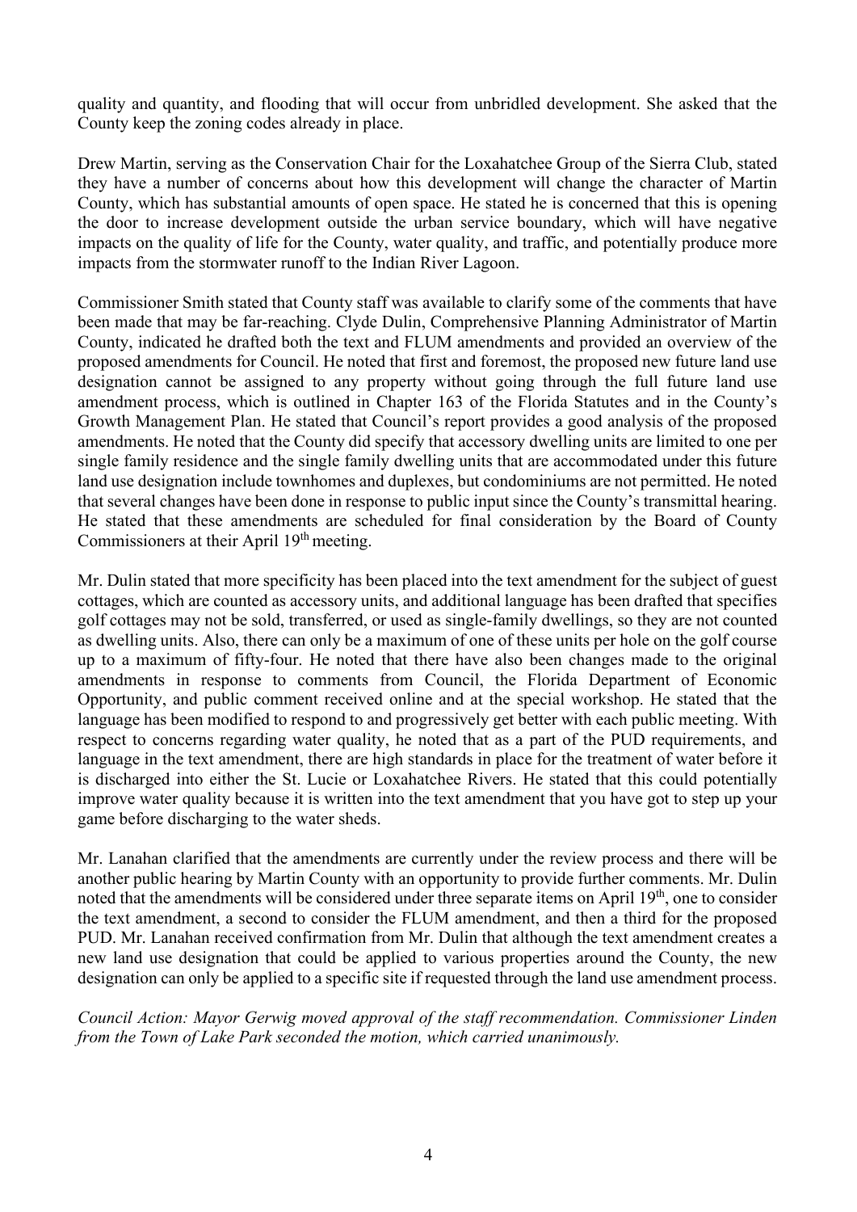quality and quantity, and flooding that will occur from unbridled development. She asked that the County keep the zoning codes already in place.

Drew Martin, serving as the Conservation Chair for the Loxahatchee Group of the Sierra Club, stated they have a number of concerns about how this development will change the character of Martin County, which has substantial amounts of open space. He stated he is concerned that this is opening the door to increase development outside the urban service boundary, which will have negative impacts on the quality of life for the County, water quality, and traffic, and potentially produce more impacts from the stormwater runoff to the Indian River Lagoon.

Commissioner Smith stated that County staff was available to clarify some of the comments that have been made that may be far-reaching. Clyde Dulin, Comprehensive Planning Administrator of Martin County, indicated he drafted both the text and FLUM amendments and provided an overview of the proposed amendments for Council. He noted that first and foremost, the proposed new future land use designation cannot be assigned to any property without going through the full future land use amendment process, which is outlined in Chapter 163 of the Florida Statutes and in the County's Growth Management Plan. He stated that Council's report provides a good analysis of the proposed amendments. He noted that the County did specify that accessory dwelling units are limited to one per single family residence and the single family dwelling units that are accommodated under this future land use designation include townhomes and duplexes, but condominiums are not permitted. He noted that several changes have been done in response to public input since the County's transmittal hearing. He stated that these amendments are scheduled for final consideration by the Board of County Commissioners at their April 19th meeting.

Mr. Dulin stated that more specificity has been placed into the text amendment for the subject of guest cottages, which are counted as accessory units, and additional language has been drafted that specifies golf cottages may not be sold, transferred, or used as single-family dwellings, so they are not counted as dwelling units. Also, there can only be a maximum of one of these units per hole on the golf course up to a maximum of fifty-four. He noted that there have also been changes made to the original amendments in response to comments from Council, the Florida Department of Economic Opportunity, and public comment received online and at the special workshop. He stated that the language has been modified to respond to and progressively get better with each public meeting. With respect to concerns regarding water quality, he noted that as a part of the PUD requirements, and language in the text amendment, there are high standards in place for the treatment of water before it is discharged into either the St. Lucie or Loxahatchee Rivers. He stated that this could potentially improve water quality because it is written into the text amendment that you have got to step up your game before discharging to the water sheds.

Mr. Lanahan clarified that the amendments are currently under the review process and there will be another public hearing by Martin County with an opportunity to provide further comments. Mr. Dulin noted that the amendments will be considered under three separate items on April 19th, one to consider the text amendment, a second to consider the FLUM amendment, and then a third for the proposed PUD. Mr. Lanahan received confirmation from Mr. Dulin that although the text amendment creates a new land use designation that could be applied to various properties around the County, the new designation can only be applied to a specific site if requested through the land use amendment process.

*Council Action: Mayor Gerwig moved approval of the staff recommendation. Commissioner Linden from the Town of Lake Park seconded the motion, which carried unanimously.*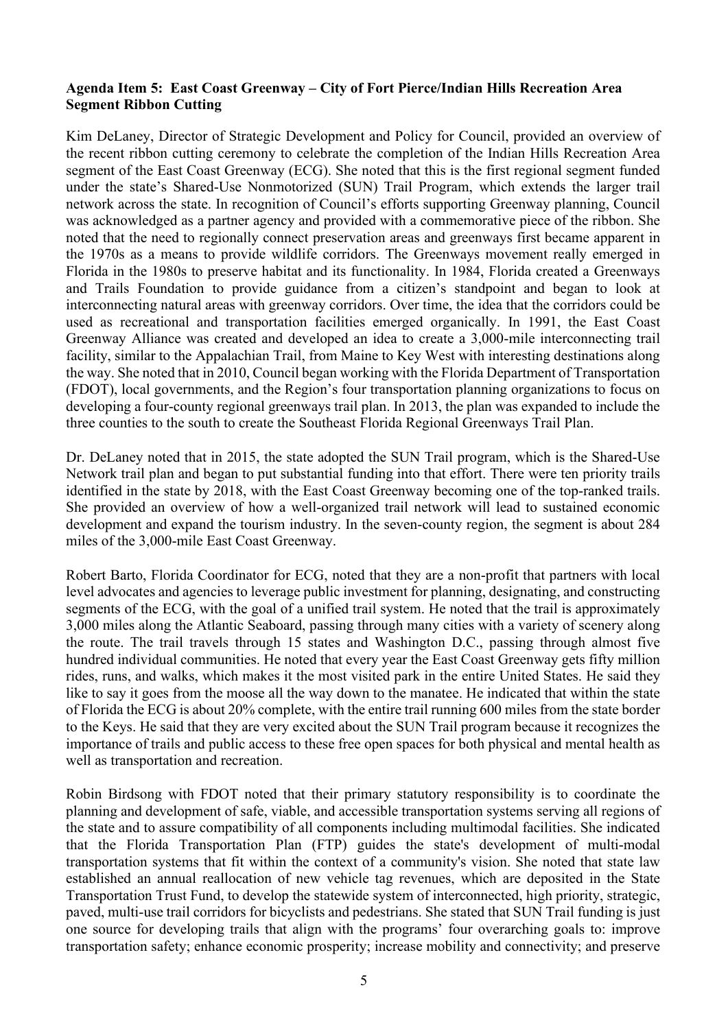**Agenda Item 5: East Coast Greenway – City of Fort Pierce/Indian Hills Recreation Area Segment Ribbon Cutting**

Kim DeLaney, Director of Strategic Development and Policy for Council, provided an overview of the recent ribbon cutting ceremony to celebrate the completion of the Indian Hills Recreation Area segment of the East Coast Greenway (ECG). She noted that this is the first regional segment funded under the state's Shared-Use Nonmotorized (SUN) Trail Program, which extends the larger trail network across the state. In recognition of Council's efforts supporting Greenway planning, Council was acknowledged as a partner agency and provided with a commemorative piece of the ribbon. She noted that the need to regionally connect preservation areas and greenways first became apparent in the 1970s as a means to provide wildlife corridors. The Greenways movement really emerged in Florida in the 1980s to preserve habitat and its functionality. In 1984, Florida created a Greenways and Trails Foundation to provide guidance from a citizen's standpoint and began to look at interconnecting natural areas with greenway corridors. Over time, the idea that the corridors could be used as recreational and transportation facilities emerged organically. In 1991, the East Coast Greenway Alliance was created and developed an idea to create a 3,000-mile interconnecting trail facility, similar to the Appalachian Trail, from Maine to Key West with interesting destinations along the way. She noted that in 2010, Council began working with the Florida Department of Transportation (FDOT), local governments, and the Region's four transportation planning organizations to focus on developing a four-county regional greenways trail plan. In 2013, the plan was expanded to include the three counties to the south to create the Southeast Florida Regional Greenways Trail Plan.

Dr. DeLaney noted that in 2015, the state adopted the SUN Trail program, which is the Shared-Use Network trail plan and began to put substantial funding into that effort. There were ten priority trails identified in the state by 2018, with the East Coast Greenway becoming one of the top-ranked trails. She provided an overview of how a well-organized trail network will lead to sustained economic development and expand the tourism industry. In the seven-county region, the segment is about 284 miles of the 3,000-mile East Coast Greenway.

Robert Barto, Florida Coordinator for ECG, noted that they are a non-profit that partners with local level advocates and agencies to leverage public investment for planning, designating, and constructing segments of the ECG, with the goal of a unified trail system. He noted that the trail is approximately 3,000 miles along the Atlantic Seaboard, passing through many cities with a variety of scenery along the route. The trail travels through 15 states and Washington D.C., passing through almost five hundred individual communities. He noted that every year the East Coast Greenway gets fifty million rides, runs, and walks, which makes it the most visited park in the entire United States. He said they like to say it goes from the moose all the way down to the manatee. He indicated that within the state of Florida the ECG is about 20% complete, with the entire trail running 600 miles from the state border to the Keys. He said that they are very excited about the SUN Trail program because it recognizes the importance of trails and public access to these free open spaces for both physical and mental health as well as transportation and recreation.

Robin Birdsong with FDOT noted that their primary statutory responsibility is to coordinate the planning and development of safe, viable, and accessible transportation systems serving all regions of the state and to assure compatibility of all components including multimodal facilities. She indicated that the Florida Transportation Plan (FTP) guides the state's development of multi-modal transportation systems that fit within the context of a community's vision. She noted that state law established an annual reallocation of new vehicle tag revenues, which are deposited in the State Transportation Trust Fund, to develop the statewide system of interconnected, high priority, strategic, paved, multi-use trail corridors for bicyclists and pedestrians. She stated that SUN Trail funding is just one source for developing trails that align with the programs' four overarching goals to: improve transportation safety; enhance economic prosperity; increase mobility and connectivity; and preserve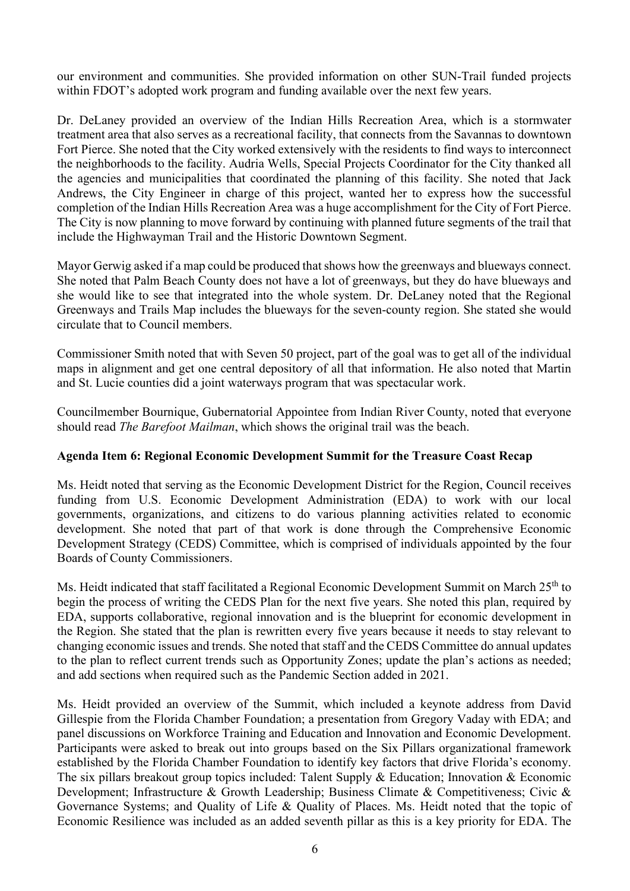our environment and communities. She provided information on other SUN-Trail funded projects within FDOT's adopted work program and funding available over the next few years.

Dr. DeLaney provided an overview of the Indian Hills Recreation Area, which is a stormwater treatment area that also serves as a recreational facility, that connects from the Savannas to downtown Fort Pierce. She noted that the City worked extensively with the residents to find ways to interconnect the neighborhoods to the facility. Audria Wells, Special Projects Coordinator for the City thanked all the agencies and municipalities that coordinated the planning of this facility. She noted that Jack Andrews, the City Engineer in charge of this project, wanted her to express how the successful completion of the Indian Hills Recreation Area was a huge accomplishment for the City of Fort Pierce. The City is now planning to move forward by continuing with planned future segments of the trail that include the Highwayman Trail and the Historic Downtown Segment.

Mayor Gerwig asked if a map could be produced that shows how the greenways and blueways connect. She noted that Palm Beach County does not have a lot of greenways, but they do have blueways and she would like to see that integrated into the whole system. Dr. DeLaney noted that the Regional Greenways and Trails Map includes the blueways for the seven-county region. She stated she would circulate that to Council members.

Commissioner Smith noted that with Seven 50 project, part of the goal was to get all of the individual maps in alignment and get one central depository of all that information. He also noted that Martin and St. Lucie counties did a joint waterways program that was spectacular work.

Councilmember Bournique, Gubernatorial Appointee from Indian River County, noted that everyone should read *The Barefoot Mailman*, which shows the original trail was the beach.

**Agenda Item 6: Regional Economic Development Summit for the Treasure Coast Recap**

Ms. Heidt noted that serving as the Economic Development District for the Region, Council receives funding from U.S. Economic Development Administration (EDA) to work with our local governments, organizations, and citizens to do various planning activities related to economic development. She noted that part of that work is done through the Comprehensive Economic Development Strategy (CEDS) Committee, which is comprised of individuals appointed by the four Boards of County Commissioners.

Ms. Heidt indicated that staff facilitated a Regional Economic Development Summit on March 25th to begin the process of writing the CEDS Plan for the next five years. She noted this plan, required by EDA, supports collaborative, regional innovation and is the blueprint for economic development in the Region. She stated that the plan is rewritten every five years because it needs to stay relevant to changing economic issues and trends. She noted that staff and the CEDS Committee do annual updates to the plan to reflect current trends such as Opportunity Zones; update the plan's actions as needed; and add sections when required such as the Pandemic Section added in 2021.

Ms. Heidt provided an overview of the Summit, which included a keynote address from David Gillespie from the Florida Chamber Foundation; a presentation from Gregory Vaday with EDA; and panel discussions on Workforce Training and Education and Innovation and Economic Development. Participants were asked to break out into groups based on the Six Pillars organizational framework established by the Florida Chamber Foundation to identify key factors that drive Florida's economy. The six pillars breakout group topics included: Talent Supply & Education; Innovation & Economic Development; Infrastructure & Growth Leadership; Business Climate & Competitiveness; Civic & Governance Systems; and Quality of Life & Quality of Places. Ms. Heidt noted that the topic of Economic Resilience was included as an added seventh pillar as this is a key priority for EDA. The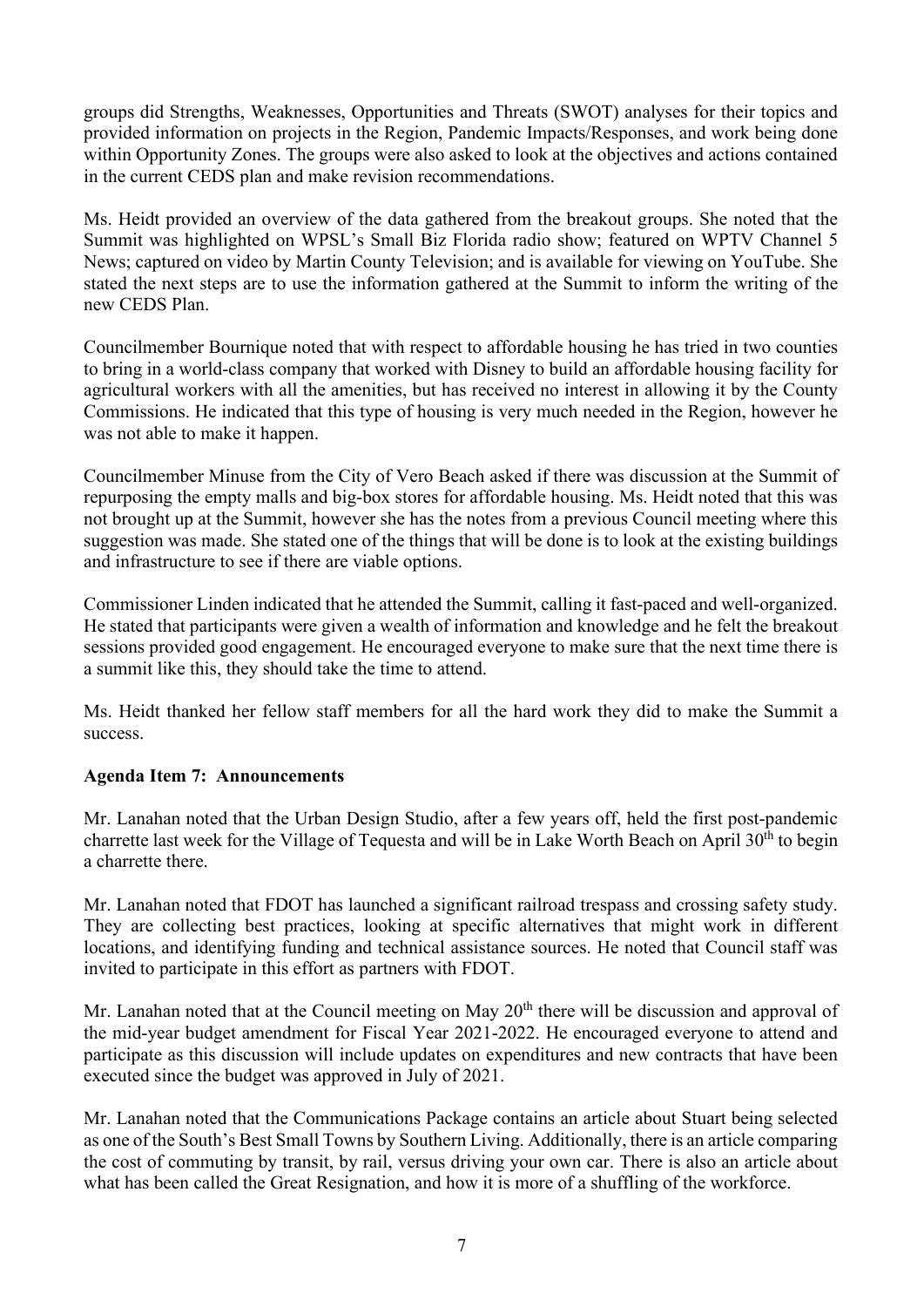groups did Strengths, Weaknesses, Opportunities and Threats (SWOT) analyses for their topics and provided information on projects in the Region, Pandemic Impacts/Responses, and work being done within Opportunity Zones. The groups were also asked to look at the objectives and actions contained in the current CEDS plan and make revision recommendations.

Ms. Heidt provided an overview of the data gathered from the breakout groups. She noted that the Summit was highlighted on WPSL's Small Biz Florida radio show; featured on WPTV Channel 5 News; captured on video by Martin County Television; and is available for viewing on YouTube. She stated the next steps are to use the information gathered at the Summit to inform the writing of the new CEDS Plan.

Councilmember Bournique noted that with respect to affordable housing he has tried in two counties to bring in a world-class company that worked with Disney to build an affordable housing facility for agricultural workers with all the amenities, but has received no interest in allowing it by the County Commissions. He indicated that this type of housing is very much needed in the Region, however he was not able to make it happen.

Councilmember Minuse from the City of Vero Beach asked if there was discussion at the Summit of repurposing the empty malls and big-box stores for affordable housing. Ms. Heidt noted that this was not brought up at the Summit, however she has the notes from a previous Council meeting where this suggestion was made. She stated one of the things that will be done is to look at the existing buildings and infrastructure to see if there are viable options.

Commissioner Linden indicated that he attended the Summit, calling it fast-paced and well-organized. He stated that participants were given a wealth of information and knowledge and he felt the breakout sessions provided good engagement. He encouraged everyone to make sure that the next time there is a summit like this, they should take the time to attend.

Ms. Heidt thanked her fellow staff members for all the hard work they did to make the Summit a success.

**Agenda Item 7: Announcements**

Mr. Lanahan noted that the Urban Design Studio, after a few years off, held the first post-pandemic charrette last week for the Village of Tequesta and will be in Lake Worth Beach on April 30th to begin a charrette there.

Mr. Lanahan noted that FDOT has launched a significant railroad trespass and crossing safety study. They are collecting best practices, looking at specific alternatives that might work in different locations, and identifying funding and technical assistance sources. He noted that Council staff was invited to participate in this effort as partners with FDOT.

Mr. Lanahan noted that at the Council meeting on May 20th there will be discussion and approval of the mid-year budget amendment for Fiscal Year 2021-2022. He encouraged everyone to attend and participate as this discussion will include updates on expenditures and new contracts that have been executed since the budget was approved in July of 2021.

Mr. Lanahan noted that the Communications Package contains an article about Stuart being selected as one of the South's Best Small Towns by Southern Living. Additionally, there is an article comparing the cost of commuting by transit, by rail, versus driving your own car. There is also an article about what has been called the Great Resignation, and how it is more of a shuffling of the workforce.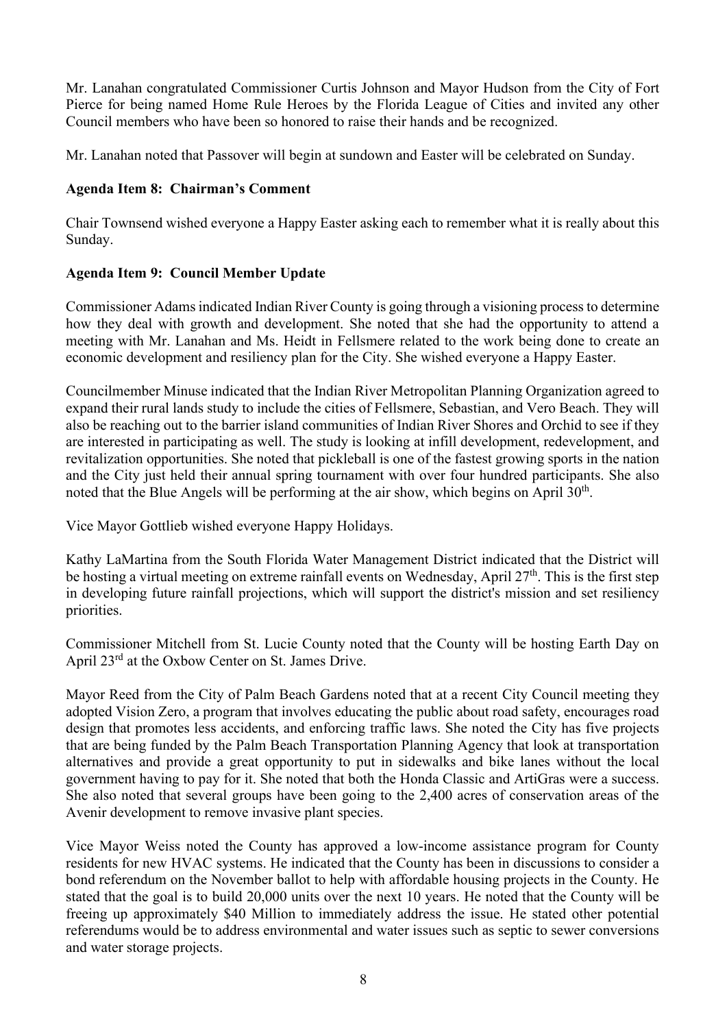Mr. Lanahan congratulated Commissioner Curtis Johnson and Mayor Hudson from the City of Fort Pierce for being named Home Rule Heroes by the Florida League of Cities and invited any other Council members who have been so honored to raise their hands and be recognized.

Mr. Lanahan noted that Passover will begin at sundown and Easter will be celebrated on Sunday.

**Agenda Item 8: Chairman's Comment**

Chair Townsend wished everyone a Happy Easter asking each to remember what it is really about this Sunday.

**Agenda Item 9: Council Member Update**

Commissioner Adams indicated Indian River County is going through a visioning process to determine how they deal with growth and development. She noted that she had the opportunity to attend a meeting with Mr. Lanahan and Ms. Heidt in Fellsmere related to the work being done to create an economic development and resiliency plan for the City. She wished everyone a Happy Easter.

Councilmember Minuse indicated that the Indian River Metropolitan Planning Organization agreed to expand their rural lands study to include the cities of Fellsmere, Sebastian, and Vero Beach. They will also be reaching out to the barrier island communities of Indian River Shores and Orchid to see if they are interested in participating as well. The study is looking at infill development, redevelopment, and revitalization opportunities. She noted that pickleball is one of the fastest growing sports in the nation and the City just held their annual spring tournament with over four hundred participants. She also noted that the Blue Angels will be performing at the air show, which begins on April 30th.

Vice Mayor Gottlieb wished everyone Happy Holidays.

Kathy LaMartina from the South Florida Water Management District indicated that the District will be hosting a virtual meeting on extreme rainfall events on Wednesday, April 27th. This is the first step in developing future rainfall projections, which will support the district's mission and set resiliency priorities.

Commissioner Mitchell from St. Lucie County noted that the County will be hosting Earth Day on April 23rd at the Oxbow Center on St. James Drive.

Mayor Reed from the City of Palm Beach Gardens noted that at a recent City Council meeting they adopted Vision Zero, a program that involves educating the public about road safety, encourages road design that promotes less accidents, and enforcing traffic laws. She noted the City has five projects that are being funded by the Palm Beach Transportation Planning Agency that look at transportation alternatives and provide a great opportunity to put in sidewalks and bike lanes without the local government having to pay for it. She noted that both the Honda Classic and ArtiGras were a success. She also noted that several groups have been going to the 2,400 acres of conservation areas of the Avenir development to remove invasive plant species.

Vice Mayor Weiss noted the County has approved a low-income assistance program for County residents for new HVAC systems. He indicated that the County has been in discussions to consider a bond referendum on the November ballot to help with affordable housing projects in the County. He stated that the goal is to build 20,000 units over the next 10 years. He noted that the County will be freeing up approximately $40 Million to immediately address the issue. He stated other potential referendums would be to address environmental and water issues such as septic to sewer conversions and water storage projects.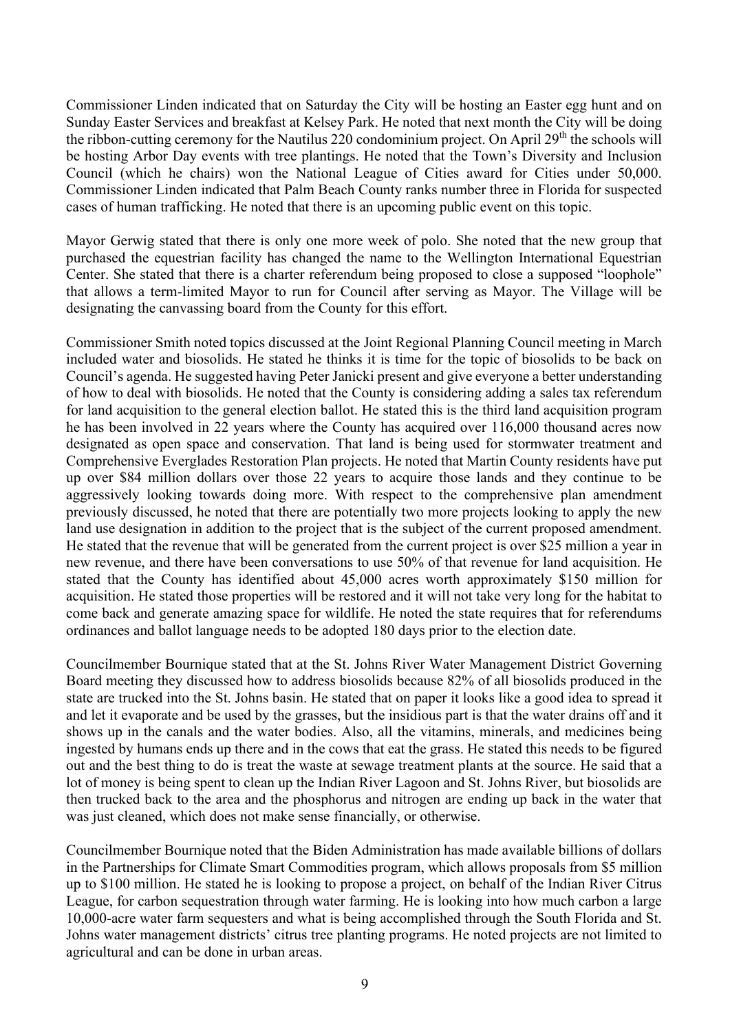Commissioner Linden indicated that on Saturday the City will be hosting an Easter egg hunt and on Sunday Easter Services and breakfast at Kelsey Park. He noted that next month the City will be doing the ribbon-cutting ceremony for the Nautilus 220 condominium project. On April 29th the schools will be hosting Arbor Day events with tree plantings. He noted that the Town's Diversity and Inclusion Council (which he chairs) won the National League of Cities award for Cities under 50,000. Commissioner Linden indicated that Palm Beach County ranks number three in Florida for suspected cases of human trafficking. He noted that there is an upcoming public event on this topic.

Mayor Gerwig stated that there is only one more week of polo. She noted that the new group that purchased the equestrian facility has changed the name to the Wellington International Equestrian Center. She stated that there is a charter referendum being proposed to close a supposed "loophole" that allows a term-limited Mayor to run for Council after serving as Mayor. The Village will be designating the canvassing board from the County for this effort.

Commissioner Smith noted topics discussed at the Joint Regional Planning Council meeting in March included water and biosolids. He stated he thinks it is time for the topic of biosolids to be back on Council's agenda. He suggested having Peter Janicki present and give everyone a better understanding of how to deal with biosolids. He noted that the County is considering adding a sales tax referendum for land acquisition to the general election ballot. He stated this is the third land acquisition program he has been involved in 22 years where the County has acquired over 116,000 thousand acres now designated as open space and conservation. That land is being used for stormwater treatment and Comprehensive Everglades Restoration Plan projects. He noted that Martin County residents have put up over $84 million dollars over those 22 years to acquire those lands and they continue to be aggressively looking towards doing more. With respect to the comprehensive plan amendment previously discussed, he noted that there are potentially two more projects looking to apply the new land use designation in addition to the project that is the subject of the current proposed amendment. He stated that the revenue that will be generated from the current project is over $25 million a year in new revenue, and there have been conversations to use 50% of that revenue for land acquisition. He stated that the County has identified about 45,000 acres worth approximately $150 million for acquisition. He stated those properties will be restored and it will not take very long for the habitat to come back and generate amazing space for wildlife. He noted the state requires that for referendums ordinances and ballot language needs to be adopted 180 days prior to the election date.

Councilmember Bournique stated that at the St. Johns River Water Management District Governing Board meeting they discussed how to address biosolids because 82% of all biosolids produced in the state are trucked into the St. Johns basin. He stated that on paper it looks like a good idea to spread it and let it evaporate and be used by the grasses, but the insidious part is that the water drains off and it shows up in the canals and the water bodies. Also, all the vitamins, minerals, and medicines being ingested by humans ends up there and in the cows that eat the grass. He stated this needs to be figured out and the best thing to do is treat the waste at sewage treatment plants at the source. He said that a lot of money is being spent to clean up the Indian River Lagoon and St. Johns River, but biosolids are then trucked back to the area and the phosphorus and nitrogen are ending up back in the water that was just cleaned, which does not make sense financially, or otherwise.

Councilmember Bournique noted that the Biden Administration has made available billions of dollars in the Partnerships for Climate Smart Commodities program, which allows proposals from $5 million up to $100 million. He stated he is looking to propose a project, on behalf of the Indian River Citrus League, for carbon sequestration through water farming. He is looking into how much carbon a large 10,000-acre water farm sequesters and what is being accomplished through the South Florida and St. Johns water management districts' citrus tree planting programs. He noted projects are not limited to agricultural and can be done in urban areas.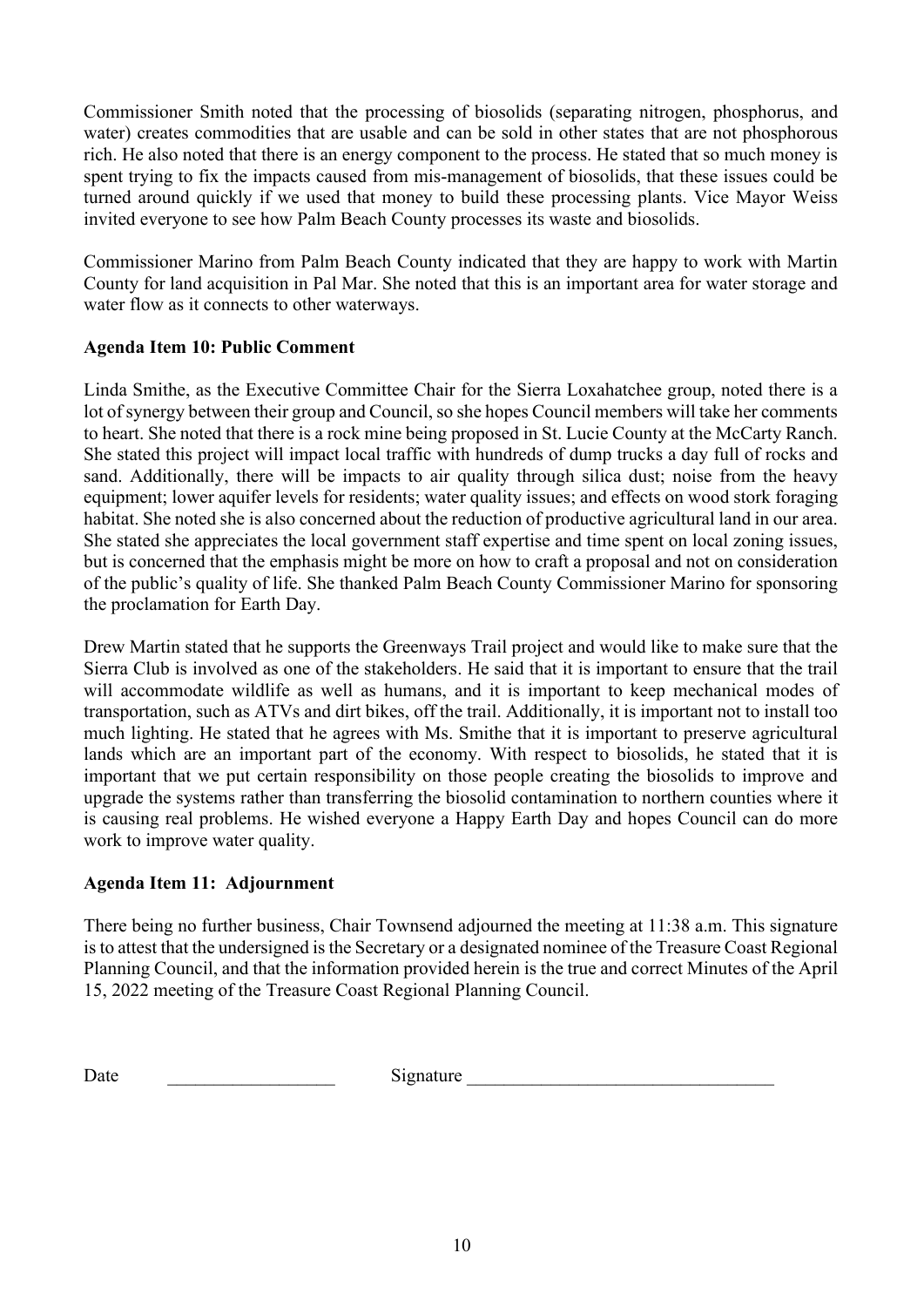Commissioner Smith noted that the processing of biosolids (separating nitrogen, phosphorus, and water) creates commodities that are usable and can be sold in other states that are not phosphorous rich. He also noted that there is an energy component to the process. He stated that so much money is spent trying to fix the impacts caused from mis-management of biosolids, that these issues could be turned around quickly if we used that money to build these processing plants. Vice Mayor Weiss invited everyone to see how Palm Beach County processes its waste and biosolids.

Commissioner Marino from Palm Beach County indicated that they are happy to work with Martin County for land acquisition in Pal Mar. She noted that this is an important area for water storage and water flow as it connects to other waterways.

**Agenda Item 10: Public Comment**

Linda Smithe, as the Executive Committee Chair for the Sierra Loxahatchee group, noted there is a lot of synergy between their group and Council, so she hopes Council members will take her comments to heart. She noted that there is a rock mine being proposed in St. Lucie County at the McCarty Ranch. She stated this project will impact local traffic with hundreds of dump trucks a day full of rocks and sand. Additionally, there will be impacts to air quality through silica dust; noise from the heavy equipment; lower aquifer levels for residents; water quality issues; and effects on wood stork foraging habitat. She noted she is also concerned about the reduction of productive agricultural land in our area. She stated she appreciates the local government staff expertise and time spent on local zoning issues, but is concerned that the emphasis might be more on how to craft a proposal and not on consideration of the public's quality of life. She thanked Palm Beach County Commissioner Marino for sponsoring the proclamation for Earth Day.

Drew Martin stated that he supports the Greenways Trail project and would like to make sure that the Sierra Club is involved as one of the stakeholders. He said that it is important to ensure that the trail will accommodate wildlife as well as humans, and it is important to keep mechanical modes of transportation, such as ATVs and dirt bikes, off the trail. Additionally, it is important not to install too much lighting. He stated that he agrees with Ms. Smithe that it is important to preserve agricultural lands which are an important part of the economy. With respect to biosolids, he stated that it is important that we put certain responsibility on those people creating the biosolids to improve and upgrade the systems rather than transferring the biosolid contamination to northern counties where it is causing real problems. He wished everyone a Happy Earth Day and hopes Council can do more work to improve water quality.

**Agenda Item 11: Adjournment**

There being no further business, Chair Townsend adjourned the meeting at 11:38 a.m. This signature is to attest that the undersigned is the Secretary or a designated nominee of the Treasure Coast Regional Planning Council, and that the information provided herein is the true and correct Minutes of the April 15, 2022 meeting of the Treasure Coast Regional Planning Council.

Date ____________________ Signature ___________________________________